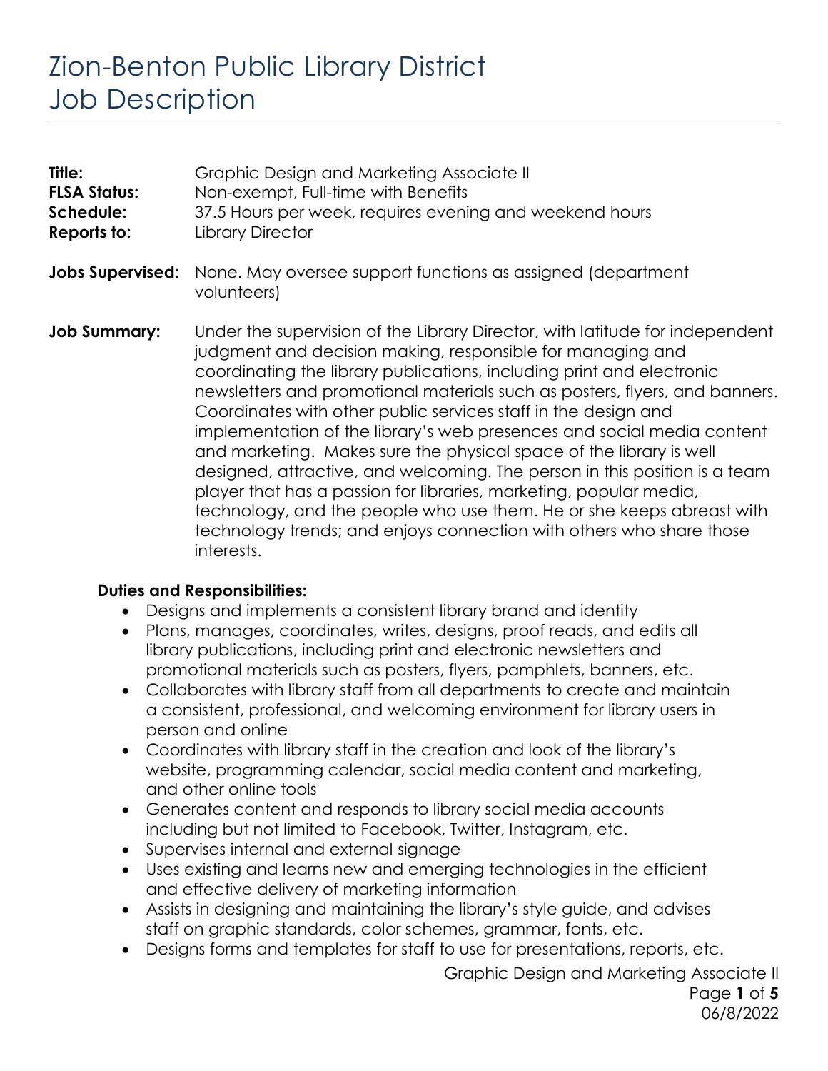# Zion-Benton Public Library District
# Job Description

**Title:** Graphic Design and Marketing Associate II
**FLSA Status:** Non-exempt, Full-time with Benefits
**Schedule:** 37.5 Hours per week, requires evening and weekend hours
**Reports to:** Library Director

**Jobs Supervised:** None. May oversee support functions as assigned (department volunteers)

**Job Summary:** Under the supervision of the Library Director, with latitude for independent judgment and decision making, responsible for managing and coordinating the library publications, including print and electronic newsletters and promotional materials such as posters, flyers, and banners. Coordinates with other public services staff in the design and implementation of the library's web presences and social media content and marketing. Makes sure the physical space of the library is well designed, attractive, and welcoming. The person in this position is a team player that has a passion for libraries, marketing, popular media, technology, and the people who use them. He or she keeps abreast with technology trends; and enjoys connection with others who share those interests.

**Duties and Responsibilities:**

- Designs and implements a consistent library brand and identity
- Plans, manages, coordinates, writes, designs, proof reads, and edits all library publications, including print and electronic newsletters and promotional materials such as posters, flyers, pamphlets, banners, etc.
- Collaborates with library staff from all departments to create and maintain a consistent, professional, and welcoming environment for library users in person and online
- Coordinates with library staff in the creation and look of the library's website, programming calendar, social media content and marketing, and other online tools
- Generates content and responds to library social media accounts including but not limited to Facebook, Twitter, Instagram, etc.
- Supervises internal and external signage
- Uses existing and learns new and emerging technologies in the efficient and effective delivery of marketing information
- Assists in designing and maintaining the library's style guide, and advises staff on graphic standards, color schemes, grammar, fonts, etc.
- Designs forms and templates for staff to use for presentations, reports, etc.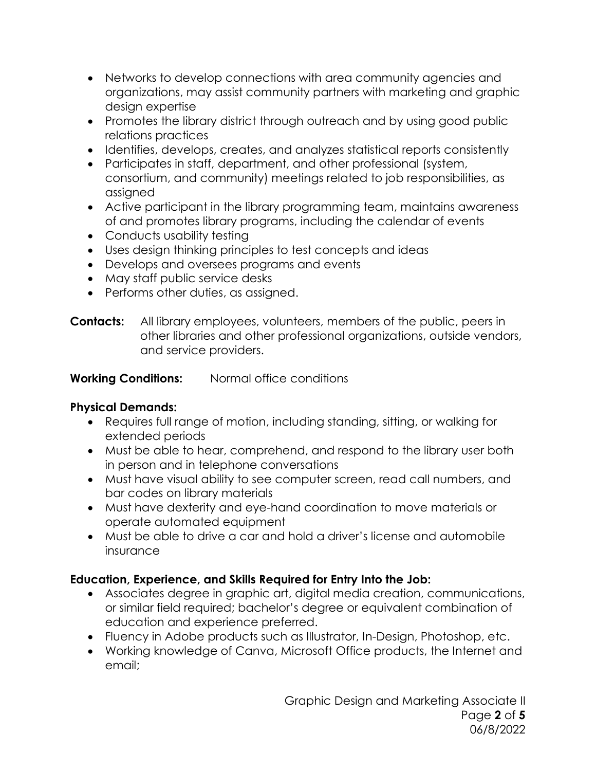- Networks to develop connections with area community agencies and organizations, may assist community partners with marketing and graphic design expertise
- Promotes the library district through outreach and by using good public relations practices
- Identifies, develops, creates, and analyzes statistical reports consistently
- Participates in staff, department, and other professional (system, consortium, and community) meetings related to job responsibilities, as assigned
- Active participant in the library programming team, maintains awareness of and promotes library programs, including the calendar of events
- Conducts usability testing
- Uses design thinking principles to test concepts and ideas
- Develops and oversees programs and events
- May staff public service desks
- Performs other duties, as assigned.

**Contacts:** All library employees, volunteers, members of the public, peers in other libraries and other professional organizations, outside vendors, and service providers.

**Working Conditions:** Normal office conditions

**Physical Demands:**

- Requires full range of motion, including standing, sitting, or walking for extended periods
- Must be able to hear, comprehend, and respond to the library user both in person and in telephone conversations
- Must have visual ability to see computer screen, read call numbers, and bar codes on library materials
- Must have dexterity and eye-hand coordination to move materials or operate automated equipment
- Must be able to drive a car and hold a driver's license and automobile insurance

**Education, Experience, and Skills Required for Entry Into the Job:**

- Associates degree in graphic art, digital media creation, communications, or similar field required; bachelor's degree or equivalent combination of education and experience preferred.
- Fluency in Adobe products such as Illustrator, In-Design, Photoshop, etc.
- Working knowledge of Canva, Microsoft Office products, the Internet and email;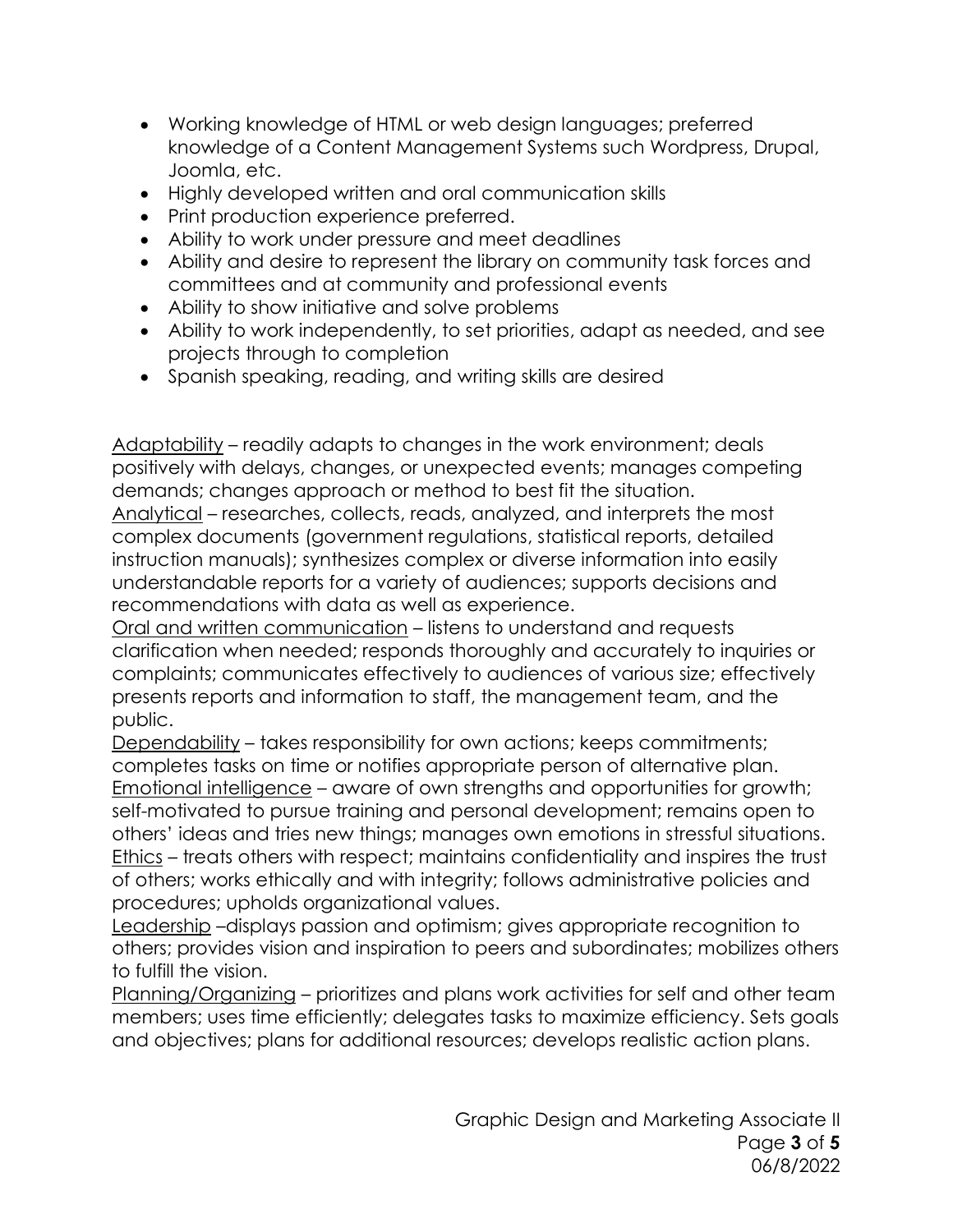- Working knowledge of HTML or web design languages; preferred knowledge of a Content Management Systems such Wordpress, Drupal, Joomla, etc.
- Highly developed written and oral communication skills
- Print production experience preferred.
- Ability to work under pressure and meet deadlines
- Ability and desire to represent the library on community task forces and committees and at community and professional events
- Ability to show initiative and solve problems
- Ability to work independently, to set priorities, adapt as needed, and see projects through to completion
- Spanish speaking, reading, and writing skills are desired

<u>Adaptability</u> – readily adapts to changes in the work environment; deals positively with delays, changes, or unexpected events; manages competing demands; changes approach or method to best fit the situation.
<u>Analytical</u> – researches, collects, reads, analyzed, and interprets the most complex documents (government regulations, statistical reports, detailed instruction manuals); synthesizes complex or diverse information into easily understandable reports for a variety of audiences; supports decisions and recommendations with data as well as experience.
<u>Oral and written communication</u> – listens to understand and requests clarification when needed; responds thoroughly and accurately to inquiries or complaints; communicates effectively to audiences of various size; effectively presents reports and information to staff, the management team, and the public.
<u>Dependability</u> – takes responsibility for own actions; keeps commitments; completes tasks on time or notifies appropriate person of alternative plan.
<u>Emotional intelligence</u> – aware of own strengths and opportunities for growth; self-motivated to pursue training and personal development; remains open to others' ideas and tries new things; manages own emotions in stressful situations.
<u>Ethics</u> – treats others with respect; maintains confidentiality and inspires the trust of others; works ethically and with integrity; follows administrative policies and procedures; upholds organizational values.
<u>Leadership</u> –displays passion and optimism; gives appropriate recognition to others; provides vision and inspiration to peers and subordinates; mobilizes others to fulfill the vision.
<u>Planning/Organizing</u> – prioritizes and plans work activities for self and other team members; uses time efficiently; delegates tasks to maximize efficiency. Sets goals and objectives; plans for additional resources; develops realistic action plans.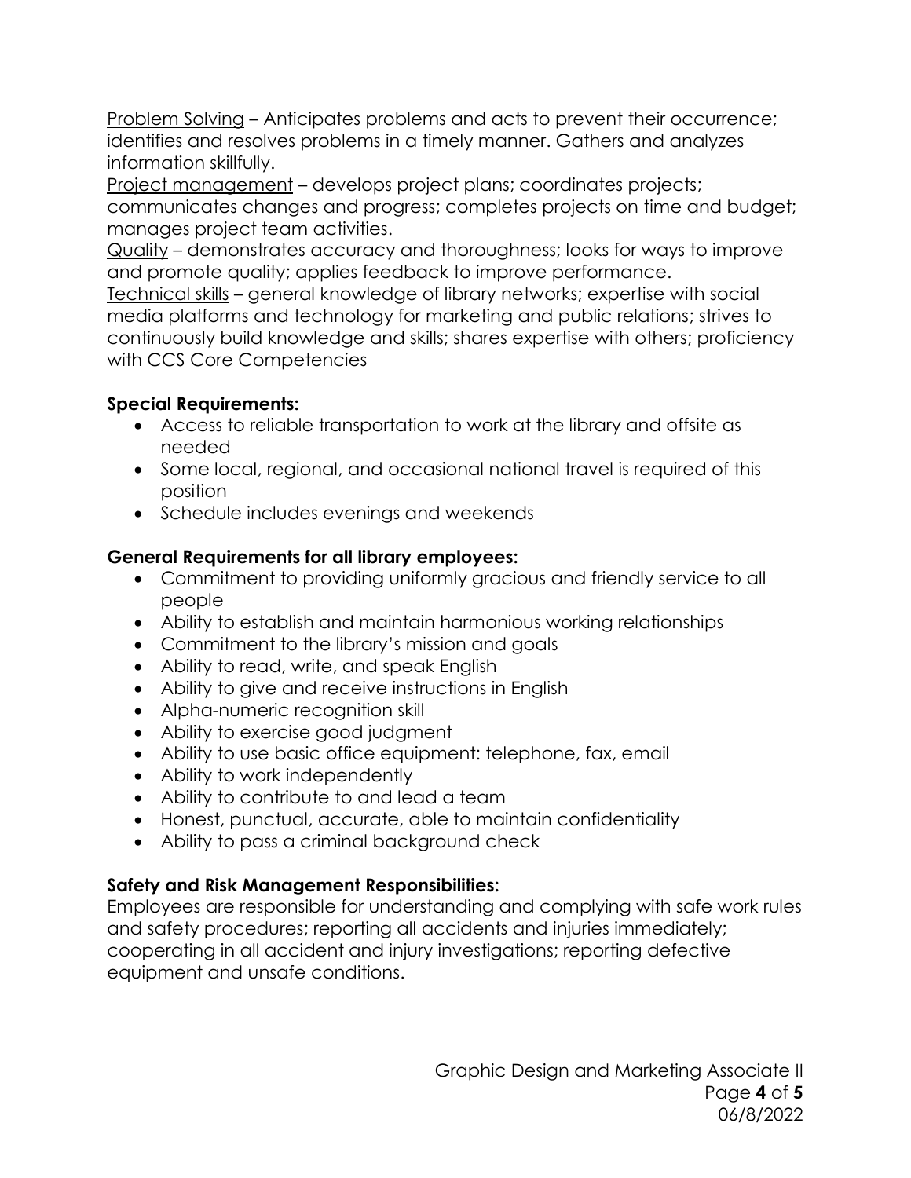<u>Problem Solving</u> – Anticipates problems and acts to prevent their occurrence; identifies and resolves problems in a timely manner. Gathers and analyzes information skillfully.
<u>Project management</u> – develops project plans; coordinates projects; communicates changes and progress; completes projects on time and budget; manages project team activities.
<u>Quality</u> – demonstrates accuracy and thoroughness; looks for ways to improve and promote quality; applies feedback to improve performance.
<u>Technical skills</u> – general knowledge of library networks; expertise with social media platforms and technology for marketing and public relations; strives to continuously build knowledge and skills; shares expertise with others; proficiency with CCS Core Competencies

**Special Requirements:**

- Access to reliable transportation to work at the library and offsite as needed
- Some local, regional, and occasional national travel is required of this position
- Schedule includes evenings and weekends

**General Requirements for all library employees:**

- Commitment to providing uniformly gracious and friendly service to all people
- Ability to establish and maintain harmonious working relationships
- Commitment to the library's mission and goals
- Ability to read, write, and speak English
- Ability to give and receive instructions in English
- Alpha-numeric recognition skill
- Ability to exercise good judgment
- Ability to use basic office equipment: telephone, fax, email
- Ability to work independently
- Ability to contribute to and lead a team
- Honest, punctual, accurate, able to maintain confidentiality
- Ability to pass a criminal background check

**Safety and Risk Management Responsibilities:**

Employees are responsible for understanding and complying with safe work rules and safety procedures; reporting all accidents and injuries immediately; cooperating in all accident and injury investigations; reporting defective equipment and unsafe conditions.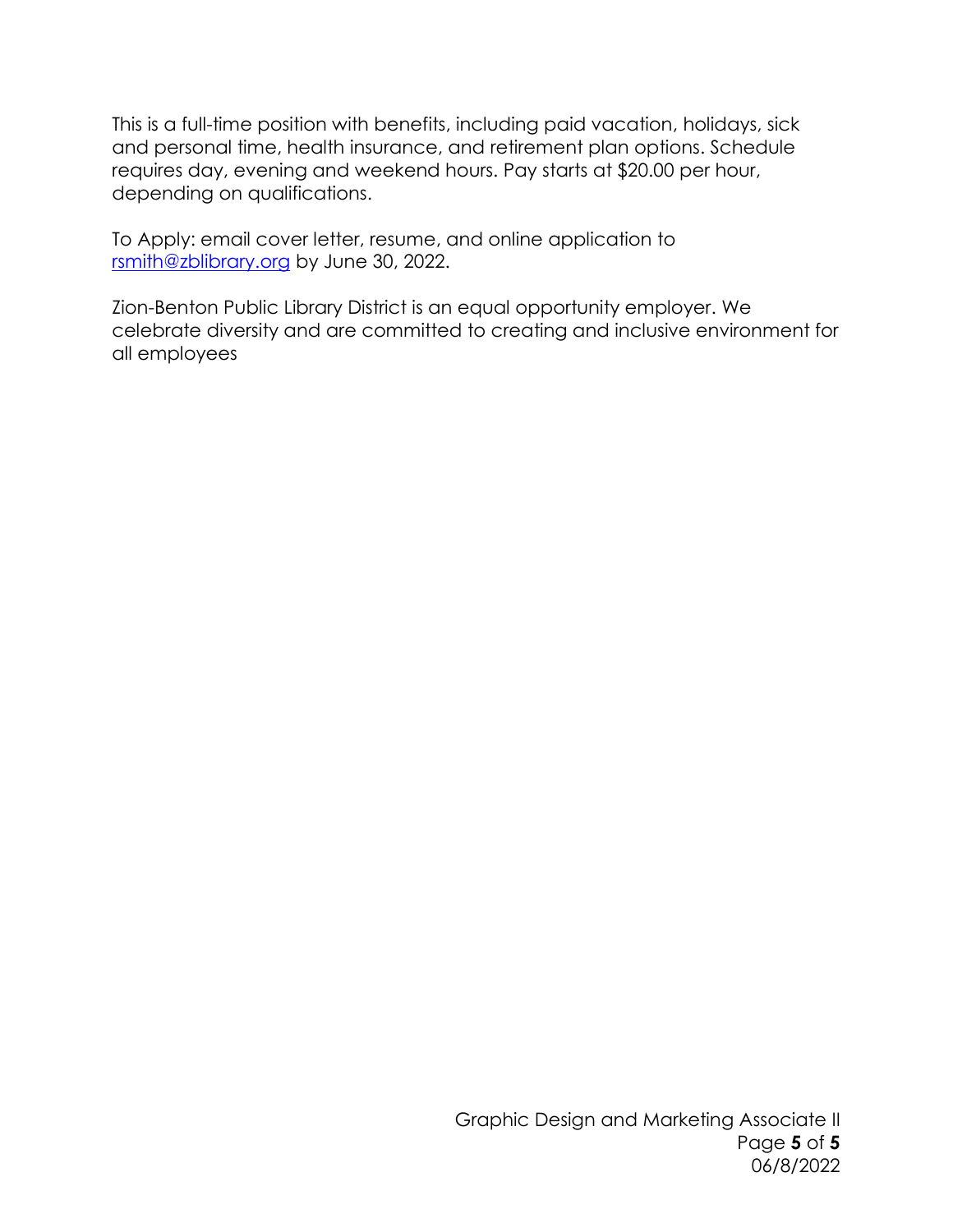This is a full-time position with benefits, including paid vacation, holidays, sick and personal time, health insurance, and retirement plan options. Schedule requires day, evening and weekend hours. Pay starts at $20.00 per hour, depending on qualifications.

To Apply: email cover letter, resume, and online application to rsmith@zblibrary.org by June 30, 2022.

Zion-Benton Public Library District is an equal opportunity employer. We celebrate diversity and are committed to creating and inclusive environment for all employees